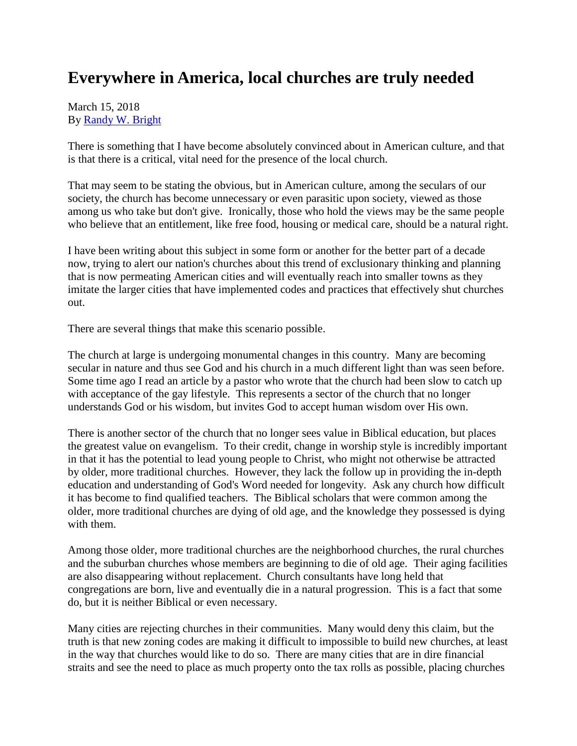# Everywhere in America, local churches are truly needed

March 15, 2018
By [Randy W. Bright]

There is something that I have become absolutely convinced about in American culture, and that is that there is a critical, vital need for the presence of the local church.

That may seem to be stating the obvious, but in American culture, among the seculars of our society, the church has become unnecessary or even parasitic upon society, viewed as those among us who take but don't give. Ironically, those who hold the views may be the same people who believe that an entitlement, like free food, housing or medical care, should be a natural right.

I have been writing about this subject in some form or another for the better part of a decade now, trying to alert our nation's churches about this trend of exclusionary thinking and planning that is now permeating American cities and will eventually reach into smaller towns as they imitate the larger cities that have implemented codes and practices that effectively shut churches out.

There are several things that make this scenario possible.

The church at large is undergoing monumental changes in this country. Many are becoming secular in nature and thus see God and his church in a much different light than was seen before. Some time ago I read an article by a pastor who wrote that the church had been slow to catch up with acceptance of the gay lifestyle. This represents a sector of the church that no longer understands God or his wisdom, but invites God to accept human wisdom over His own.

There is another sector of the church that no longer sees value in Biblical education, but places the greatest value on evangelism. To their credit, change in worship style is incredibly important in that it has the potential to lead young people to Christ, who might not otherwise be attracted by older, more traditional churches. However, they lack the follow up in providing the in-depth education and understanding of God's Word needed for longevity. Ask any church how difficult it has become to find qualified teachers. The Biblical scholars that were common among the older, more traditional churches are dying of old age, and the knowledge they possessed is dying with them.

Among those older, more traditional churches are the neighborhood churches, the rural churches and the suburban churches whose members are beginning to die of old age. Their aging facilities are also disappearing without replacement. Church consultants have long held that congregations are born, live and eventually die in a natural progression. This is a fact that some do, but it is neither Biblical or even necessary.

Many cities are rejecting churches in their communities. Many would deny this claim, but the truth is that new zoning codes are making it difficult to impossible to build new churches, at least in the way that churches would like to do so. There are many cities that are in dire financial straits and see the need to place as much property onto the tax rolls as possible, placing churches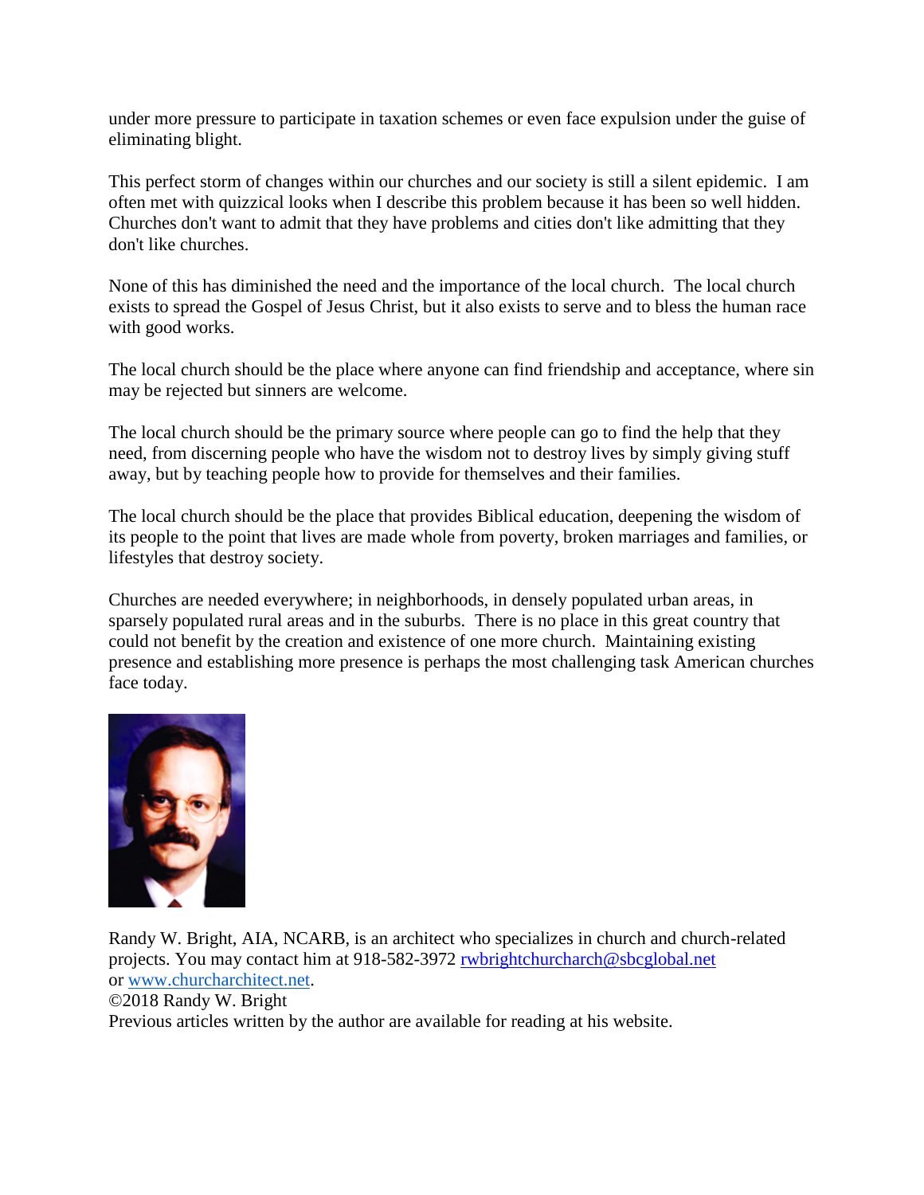under more pressure to participate in taxation schemes or even face expulsion under the guise of eliminating blight.

This perfect storm of changes within our churches and our society is still a silent epidemic. I am often met with quizzical looks when I describe this problem because it has been so well hidden. Churches don't want to admit that they have problems and cities don't like admitting that they don't like churches.

None of this has diminished the need and the importance of the local church. The local church exists to spread the Gospel of Jesus Christ, but it also exists to serve and to bless the human race with good works.

The local church should be the place where anyone can find friendship and acceptance, where sin may be rejected but sinners are welcome.

The local church should be the primary source where people can go to find the help that they need, from discerning people who have the wisdom not to destroy lives by simply giving stuff away, but by teaching people how to provide for themselves and their families.

The local church should be the place that provides Biblical education, deepening the wisdom of its people to the point that lives are made whole from poverty, broken marriages and families, or lifestyles that destroy society.

Churches are needed everywhere; in neighborhoods, in densely populated urban areas, in sparsely populated rural areas and in the suburbs. There is no place in this great country that could not benefit by the creation and existence of one more church. Maintaining existing presence and establishing more presence is perhaps the most challenging task American churches face today.

Randy W. Bright, AIA, NCARB, is an architect who specializes in church and church-related projects. You may contact him at 918-582-3972 [rwbrightchurcharch@sbcglobal.net](mailto:rwbrightchurcharch@sbcglobal.net) or [www.churcharchitect.net](http://www.churcharchitect.net).
©2018 Randy W. Bright
Previous articles written by the author are available for reading at his website.